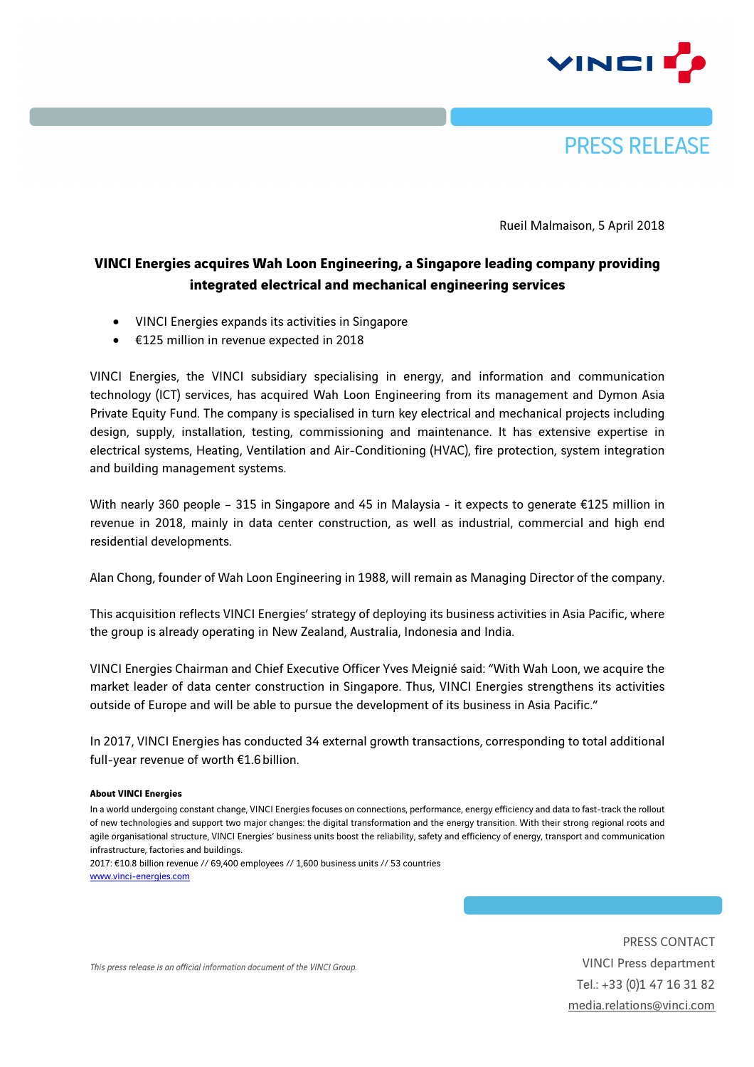PRESS RELEASE

Rueil Malmaison, 5 April 2018

# VINCI Energies acquires Wah Loon Engineering, a Singapore leading company providing integrated electrical and mechanical engineering services

- VINCI Energies expands its activities in Singapore
- €125 million in revenue expected in 2018

VINCI Energies, the VINCI subsidiary specialising in energy, and information and communication technology (ICT) services, has acquired Wah Loon Engineering from its management and Dymon Asia Private Equity Fund. The company is specialised in turn key electrical and mechanical projects including design, supply, installation, testing, commissioning and maintenance. It has extensive expertise in electrical systems, Heating, Ventilation and Air-Conditioning (HVAC), fire protection, system integration and building management systems.

With nearly 360 people – 315 in Singapore and 45 in Malaysia - it expects to generate €125 million in revenue in 2018, mainly in data center construction, as well as industrial, commercial and high end residential developments.

Alan Chong, founder of Wah Loon Engineering in 1988, will remain as Managing Director of the company.

This acquisition reflects VINCI Energies' strategy of deploying its business activities in Asia Pacific, where the group is already operating in New Zealand, Australia, Indonesia and India.

VINCI Energies Chairman and Chief Executive Officer Yves Meignié said: "With Wah Loon, we acquire the market leader of data center construction in Singapore. Thus, VINCI Energies strengthens its activities outside of Europe and will be able to pursue the development of its business in Asia Pacific."

In 2017, VINCI Energies has conducted 34 external growth transactions, corresponding to total additional full-year revenue of worth €1.6 billion.

**About VINCI Energies**

In a world undergoing constant change, VINCI Energies focuses on connections, performance, energy efficiency and data to fast-track the rollout of new technologies and support two major changes: the digital transformation and the energy transition. With their strong regional roots and agile organisational structure, VINCI Energies' business units boost the reliability, safety and efficiency of energy, transport and communication infrastructure, factories and buildings.
2017: €10.8 billion revenue // 69,400 employees // 1,600 business units // 53 countries
www.vinci-energies.com

*This press release is an official information document of the VINCI Group.*

PRESS CONTACT
VINCI Press department
Tel.: +33 (0)1 47 16 31 82
media.relations@vinci.com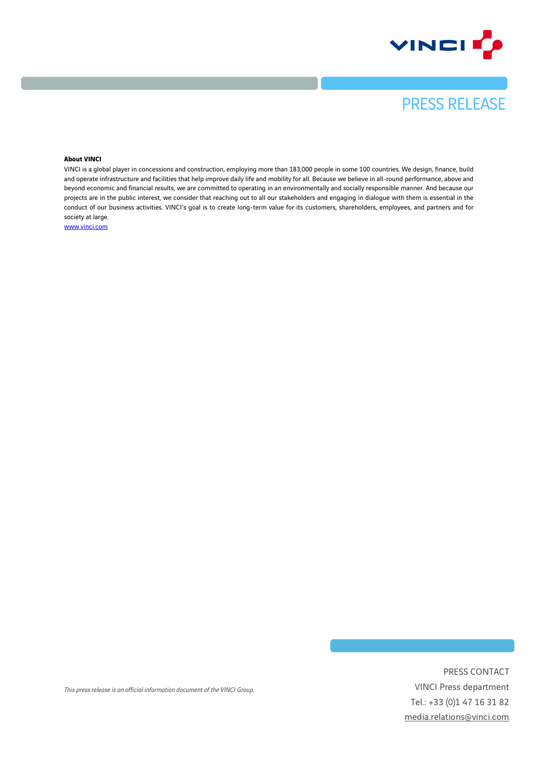**About VINCI**

VINCI is a global player in concessions and construction, employing more than 183,000 people in some 100 countries. We design, finance, build and operate infrastructure and facilities that help improve daily life and mobility for all. Because we believe in all-round performance, above and beyond economic and financial results, we are committed to operating in an environmentally and socially responsible manner. And because our projects are in the public interest, we consider that reaching out to all our stakeholders and engaging in dialogue with them is essential in the conduct of our business activities. VINCI's goal is to create long-term value for its customers, shareholders, employees, and partners and for society at large.

www.vinci.com

*This press release is an official information document of the VINCI Group.*

PRESS CONTACT
VINCI Press department
Tel.: +33 (0)1 47 16 31 82
media.relations@vinci.com